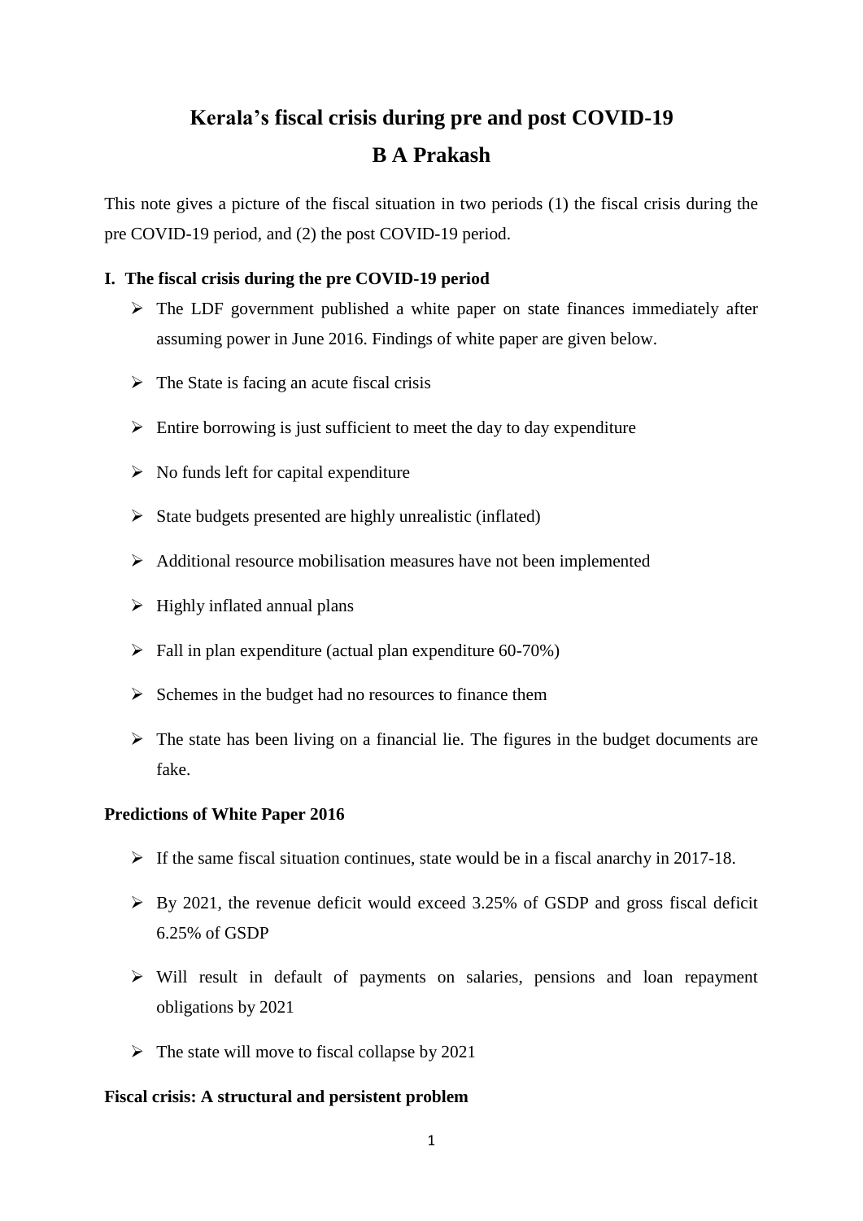# Kerala's fiscal crisis during pre and post COVID-19

## B A Prakash

This note gives a picture of the fiscal situation in two periods (1) the fiscal crisis during the pre COVID-19 period, and (2) the post COVID-19 period.

### I. The fiscal crisis during the pre COVID-19 period

- The LDF government published a white paper on state finances immediately after assuming power in June 2016. Findings of white paper are given below.
- The State is facing an acute fiscal crisis
- Entire borrowing is just sufficient to meet the day to day expenditure
- No funds left for capital expenditure
- State budgets presented are highly unrealistic (inflated)
- Additional resource mobilisation measures have not been implemented
- Highly inflated annual plans
- Fall in plan expenditure (actual plan expenditure 60-70%)
- Schemes in the budget had no resources to finance them
- The state has been living on a financial lie. The figures in the budget documents are fake.

**Predictions of White Paper 2016**

- If the same fiscal situation continues, state would be in a fiscal anarchy in 2017-18.
- By 2021, the revenue deficit would exceed 3.25% of GSDP and gross fiscal deficit 6.25% of GSDP
- Will result in default of payments on salaries, pensions and loan repayment obligations by 2021
- The state will move to fiscal collapse by 2021

**Fiscal crisis: A structural and persistent problem**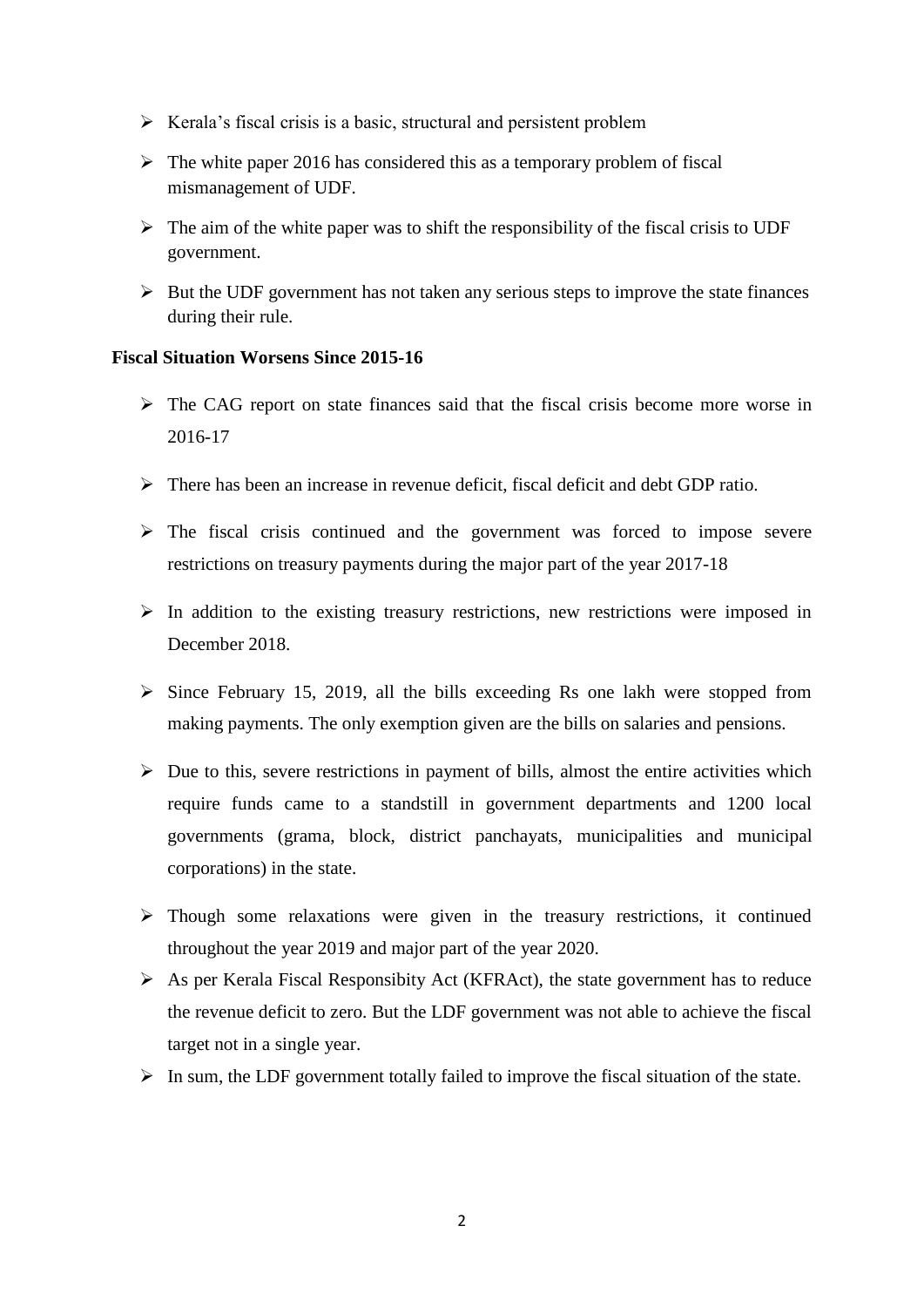- Kerala's fiscal crisis is a basic, structural and persistent problem
- The white paper 2016 has considered this as a temporary problem of fiscal mismanagement of UDF.
- The aim of the white paper was to shift the responsibility of the fiscal crisis to UDF government.
- But the UDF government has not taken any serious steps to improve the state finances during their rule.

**Fiscal Situation Worsens Since 2015-16**

- The CAG report on state finances said that the fiscal crisis become more worse in 2016-17
- There has been an increase in revenue deficit, fiscal deficit and debt GDP ratio.
- The fiscal crisis continued and the government was forced to impose severe restrictions on treasury payments during the major part of the year 2017-18
- In addition to the existing treasury restrictions, new restrictions were imposed in December 2018.
- Since February 15, 2019, all the bills exceeding Rs one lakh were stopped from making payments. The only exemption given are the bills on salaries and pensions.
- Due to this, severe restrictions in payment of bills, almost the entire activities which require funds came to a standstill in government departments and 1200 local governments (grama, block, district panchayats, municipalities and municipal corporations) in the state.
- Though some relaxations were given in the treasury restrictions, it continued throughout the year 2019 and major part of the year 2020.
- As per Kerala Fiscal Responsibity Act (KFRAct), the state government has to reduce the revenue deficit to zero. But the LDF government was not able to achieve the fiscal target not in a single year.
- In sum, the LDF government totally failed to improve the fiscal situation of the state.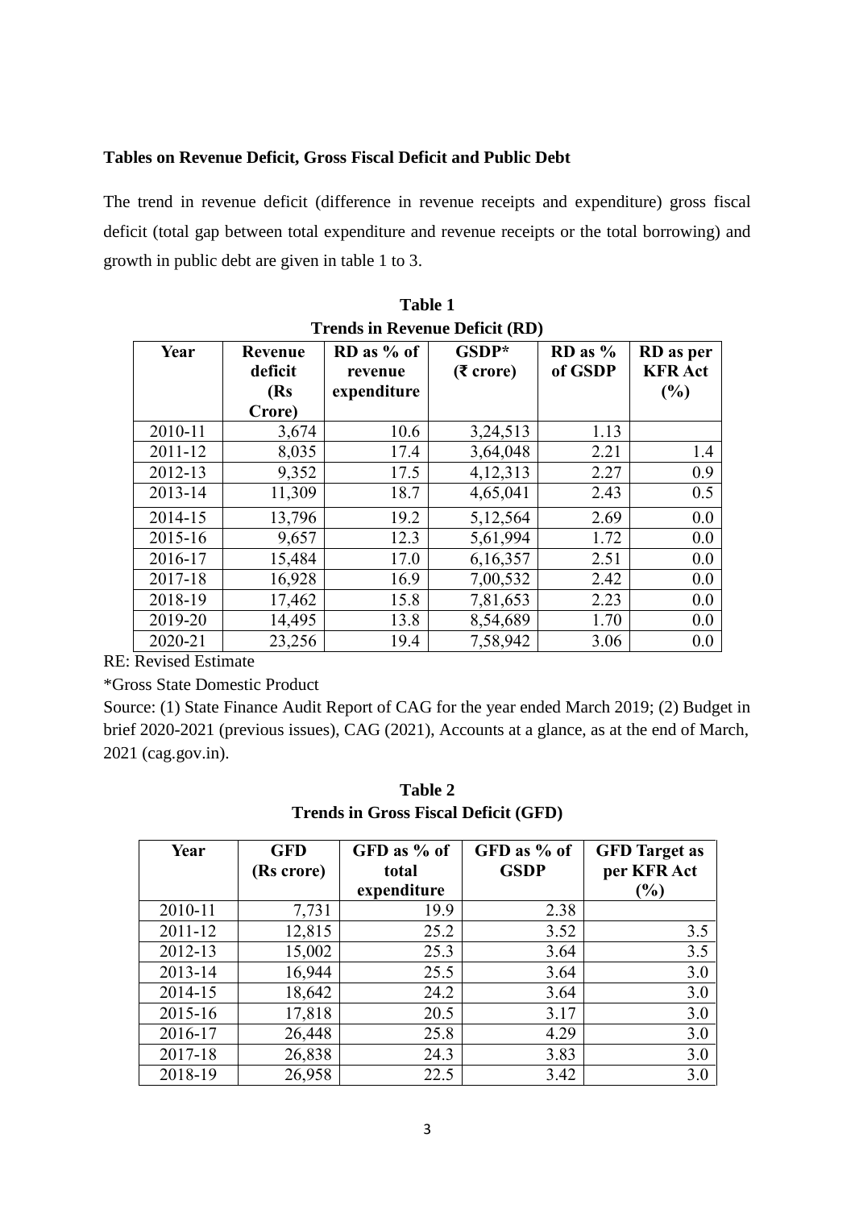**Tables on Revenue Deficit, Gross Fiscal Deficit and Public Debt**

The trend in revenue deficit (difference in revenue receipts and expenditure) gross fiscal deficit (total gap between total expenditure and revenue receipts or the total borrowing) and growth in public debt are given in table 1 to 3.

**Table 1**
**Trends in Revenue Deficit (RD)**

| Year | Revenue deficit (Rs Crore) | RD as % of revenue expenditure | GSDP* (₹ crore) | RD as % of GSDP | RD as per KFR Act (%) |
|---|---|---|---|---|---|
| 2010-11 | 3,674 | 10.6 | 3,24,513 | 1.13 | |
| 2011-12 | 8,035 | 17.4 | 3,64,048 | 2.21 | 1.4 |
| 2012-13 | 9,352 | 17.5 | 4,12,313 | 2.27 | 0.9 |
| 2013-14 | 11,309 | 18.7 | 4,65,041 | 2.43 | 0.5 |
| 2014-15 | 13,796 | 19.2 | 5,12,564 | 2.69 | 0.0 |
| 2015-16 | 9,657 | 12.3 | 5,61,994 | 1.72 | 0.0 |
| 2016-17 | 15,484 | 17.0 | 6,16,357 | 2.51 | 0.0 |
| 2017-18 | 16,928 | 16.9 | 7,00,532 | 2.42 | 0.0 |
| 2018-19 | 17,462 | 15.8 | 7,81,653 | 2.23 | 0.0 |
| 2019-20 | 14,495 | 13.8 | 8,54,689 | 1.70 | 0.0 |
| 2020-21 | 23,256 | 19.4 | 7,58,942 | 3.06 | 0.0 |

RE: Revised Estimate

*Gross State Domestic Product

Source: (1) State Finance Audit Report of CAG for the year ended March 2019; (2) Budget in brief 2020-2021 (previous issues), CAG (2021), Accounts at a glance, as at the end of March, 2021 (cag.gov.in).

**Table 2**
**Trends in Gross Fiscal Deficit (GFD)**

| Year | GFD (Rs crore) | GFD as % of total expenditure | GFD as % of GSDP | GFD Target as per KFR Act (%) |
|---|---|---|---|---|
| 2010-11 | 7,731 | 19.9 | 2.38 | |
| 2011-12 | 12,815 | 25.2 | 3.52 | 3.5 |
| 2012-13 | 15,002 | 25.3 | 3.64 | 3.5 |
| 2013-14 | 16,944 | 25.5 | 3.64 | 3.0 |
| 2014-15 | 18,642 | 24.2 | 3.64 | 3.0 |
| 2015-16 | 17,818 | 20.5 | 3.17 | 3.0 |
| 2016-17 | 26,448 | 25.8 | 4.29 | 3.0 |
| 2017-18 | 26,838 | 24.3 | 3.83 | 3.0 |
| 2018-19 | 26,958 | 22.5 | 3.42 | 3.0 |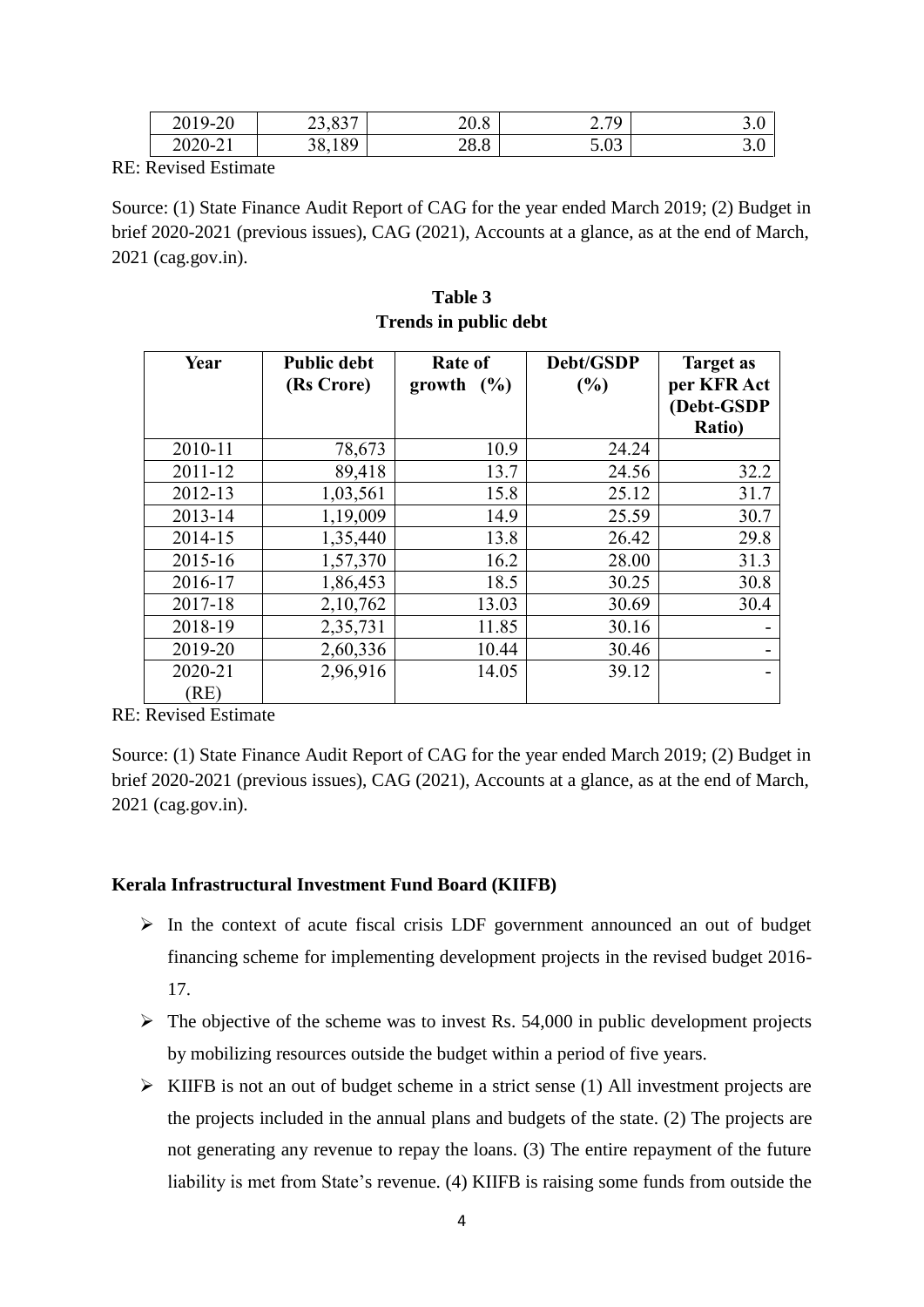| 2019-20 | 23,837 | 20.8 | 2.79 | 3.0 |
|---|---|---|---|---|
| 2020-21 | 38,189 | 28.8 | 5.03 | 3.0 |

RE: Revised Estimate

Source: (1) State Finance Audit Report of CAG for the year ended March 2019; (2) Budget in brief 2020-2021 (previous issues), CAG (2021), Accounts at a glance, as at the end of March, 2021 (cag.gov.in).

**Table 3**
**Trends in public debt**

| Year | Public debt (Rs Crore) | Rate of growth (%) | Debt/GSDP (%) | Target as per KFR Act (Debt-GSDP Ratio) |
|---|---|---|---|---|
| 2010-11 | 78,673 | 10.9 | 24.24 | |
| 2011-12 | 89,418 | 13.7 | 24.56 | 32.2 |
| 2012-13 | 1,03,561 | 15.8 | 25.12 | 31.7 |
| 2013-14 | 1,19,009 | 14.9 | 25.59 | 30.7 |
| 2014-15 | 1,35,440 | 13.8 | 26.42 | 29.8 |
| 2015-16 | 1,57,370 | 16.2 | 28.00 | 31.3 |
| 2016-17 | 1,86,453 | 18.5 | 30.25 | 30.8 |
| 2017-18 | 2,10,762 | 13.03 | 30.69 | 30.4 |
| 2018-19 | 2,35,731 | 11.85 | 30.16 | - |
| 2019-20 | 2,60,336 | 10.44 | 30.46 | - |
| 2020-21 (RE) | 2,96,916 | 14.05 | 39.12 | - |

RE: Revised Estimate

Source: (1) State Finance Audit Report of CAG for the year ended March 2019; (2) Budget in brief 2020-2021 (previous issues), CAG (2021), Accounts at a glance, as at the end of March, 2021 (cag.gov.in).

**Kerala Infrastructural Investment Fund Board (KIIFB)**

- In the context of acute fiscal crisis LDF government announced an out of budget financing scheme for implementing development projects in the revised budget 2016-17.
- The objective of the scheme was to invest Rs. 54,000 in public development projects by mobilizing resources outside the budget within a period of five years.
- KIIFB is not an out of budget scheme in a strict sense (1) All investment projects are the projects included in the annual plans and budgets of the state. (2) The projects are not generating any revenue to repay the loans. (3) The entire repayment of the future liability is met from State's revenue. (4) KIIFB is raising some funds from outside the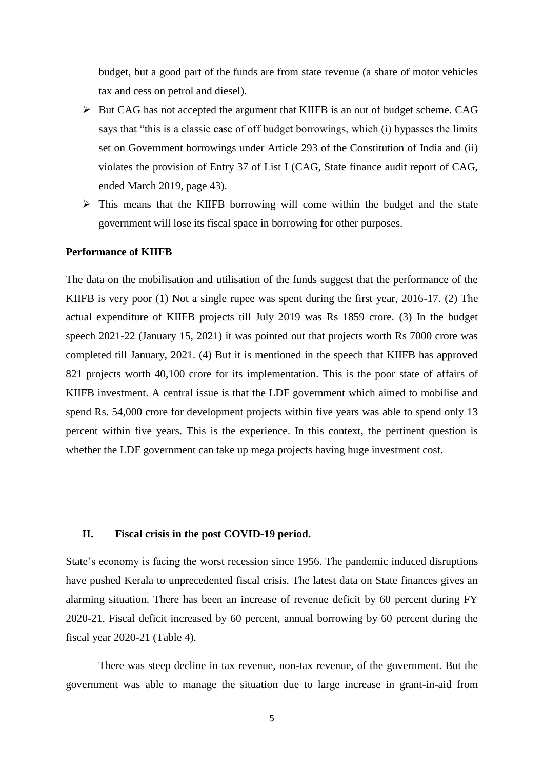budget, but a good part of the funds are from state revenue (a share of motor vehicles tax and cess on petrol and diesel).

- But CAG has not accepted the argument that KIIFB is an out of budget scheme. CAG says that "this is a classic case of off budget borrowings, which (i) bypasses the limits set on Government borrowings under Article 293 of the Constitution of India and (ii) violates the provision of Entry 37 of List I (CAG, State finance audit report of CAG, ended March 2019, page 43).
- This means that the KIIFB borrowing will come within the budget and the state government will lose its fiscal space in borrowing for other purposes.

**Performance of KIIFB**

The data on the mobilisation and utilisation of the funds suggest that the performance of the KIIFB is very poor (1) Not a single rupee was spent during the first year, 2016-17. (2) The actual expenditure of KIIFB projects till July 2019 was Rs 1859 crore. (3) In the budget speech 2021-22 (January 15, 2021) it was pointed out that projects worth Rs 7000 crore was completed till January, 2021. (4) But it is mentioned in the speech that KIIFB has approved 821 projects worth 40,100 crore for its implementation. This is the poor state of affairs of KIIFB investment. A central issue is that the LDF government which aimed to mobilise and spend Rs. 54,000 crore for development projects within five years was able to spend only 13 percent within five years. This is the experience. In this context, the pertinent question is whether the LDF government can take up mega projects having huge investment cost.

## II. Fiscal crisis in the post COVID-19 period.

State's economy is facing the worst recession since 1956. The pandemic induced disruptions have pushed Kerala to unprecedented fiscal crisis. The latest data on State finances gives an alarming situation. There has been an increase of revenue deficit by 60 percent during FY 2020-21. Fiscal deficit increased by 60 percent, annual borrowing by 60 percent during the fiscal year 2020-21 (Table 4).

There was steep decline in tax revenue, non-tax revenue, of the government. But the government was able to manage the situation due to large increase in grant-in-aid from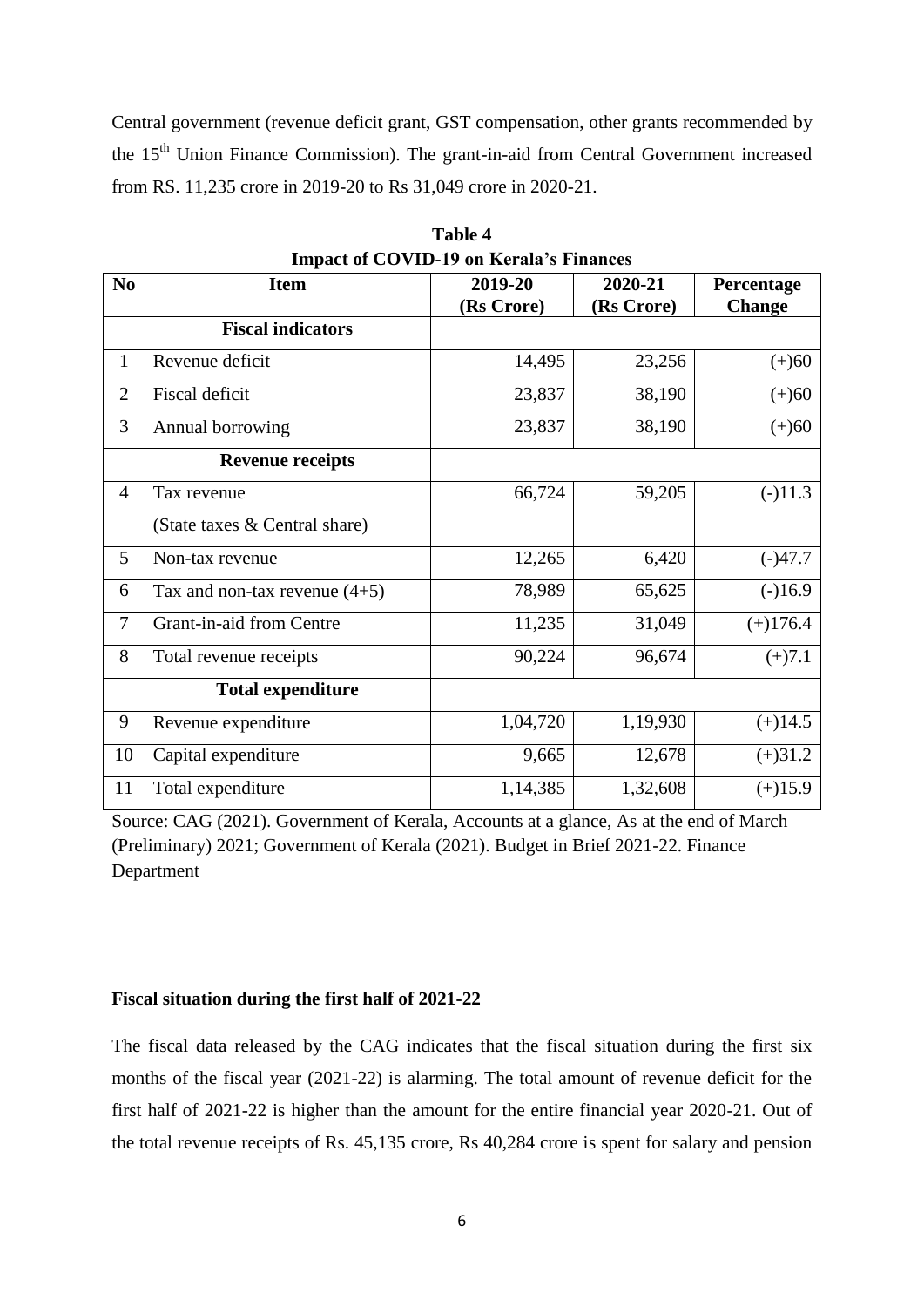Central government (revenue deficit grant, GST compensation, other grants recommended by the 15th Union Finance Commission). The grant-in-aid from Central Government increased from RS. 11,235 crore in 2019-20 to Rs 31,049 crore in 2020-21.

**Table 4**
**Impact of COVID-19 on Kerala's Finances**

| No | Item | 2019-20 (Rs Crore) | 2020-21 (Rs Crore) | Percentage Change |
|---|---|---|---|---|
| | **Fiscal indicators** | | | |
| 1 | Revenue deficit | 14,495 | 23,256 | (+)60 |
| 2 | Fiscal deficit | 23,837 | 38,190 | (+)60 |
| 3 | Annual borrowing | 23,837 | 38,190 | (+)60 |
| | **Revenue receipts** | | | |
| 4 | Tax revenue (State taxes & Central share) | 66,724 | 59,205 | (-)11.3 |
| 5 | Non-tax revenue | 12,265 | 6,420 | (-)47.7 |
| 6 | Tax and non-tax revenue (4+5) | 78,989 | 65,625 | (-)16.9 |
| 7 | Grant-in-aid from Centre | 11,235 | 31,049 | (+)176.4 |
| 8 | Total revenue receipts | 90,224 | 96,674 | (+)7.1 |
| | **Total expenditure** | | | |
| 9 | Revenue expenditure | 1,04,720 | 1,19,930 | (+)14.5 |
| 10 | Capital expenditure | 9,665 | 12,678 | (+)31.2 |
| 11 | Total expenditure | 1,14,385 | 1,32,608 | (+)15.9 |

Source: CAG (2021). Government of Kerala, Accounts at a glance, As at the end of March (Preliminary) 2021; Government of Kerala (2021). Budget in Brief 2021-22. Finance Department

**Fiscal situation during the first half of 2021-22**

The fiscal data released by the CAG indicates that the fiscal situation during the first six months of the fiscal year (2021-22) is alarming. The total amount of revenue deficit for the first half of 2021-22 is higher than the amount for the entire financial year 2020-21. Out of the total revenue receipts of Rs. 45,135 crore, Rs 40,284 crore is spent for salary and pension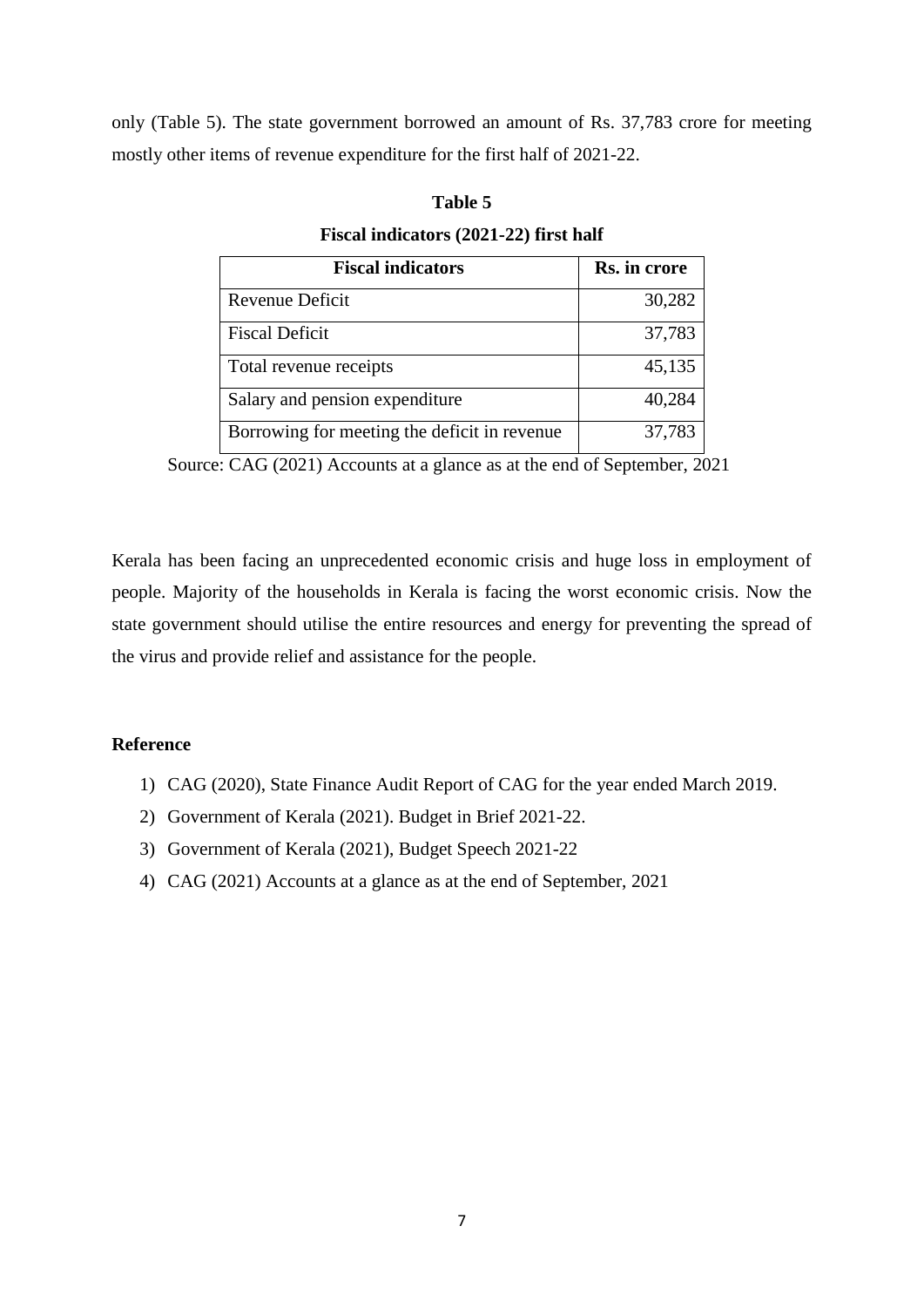only (Table 5). The state government borrowed an amount of Rs. 37,783 crore for meeting mostly other items of revenue expenditure for the first half of 2021-22.

**Table 5**

**Fiscal indicators (2021-22) first half**

| Fiscal indicators | Rs. in crore |
|---|---|
| Revenue Deficit | 30,282 |
| Fiscal Deficit | 37,783 |
| Total revenue receipts | 45,135 |
| Salary and pension expenditure | 40,284 |
| Borrowing for meeting the deficit in revenue | 37,783 |

Source: CAG (2021) Accounts at a glance as at the end of September, 2021

Kerala has been facing an unprecedented economic crisis and huge loss in employment of people. Majority of the households in Kerala is facing the worst economic crisis. Now the state government should utilise the entire resources and energy for preventing the spread of the virus and provide relief and assistance for the people.

## Reference

1) CAG (2020), State Finance Audit Report of CAG for the year ended March 2019.
2) Government of Kerala (2021). Budget in Brief 2021-22.
3) Government of Kerala (2021), Budget Speech 2021-22
4) CAG (2021) Accounts at a glance as at the end of September, 2021